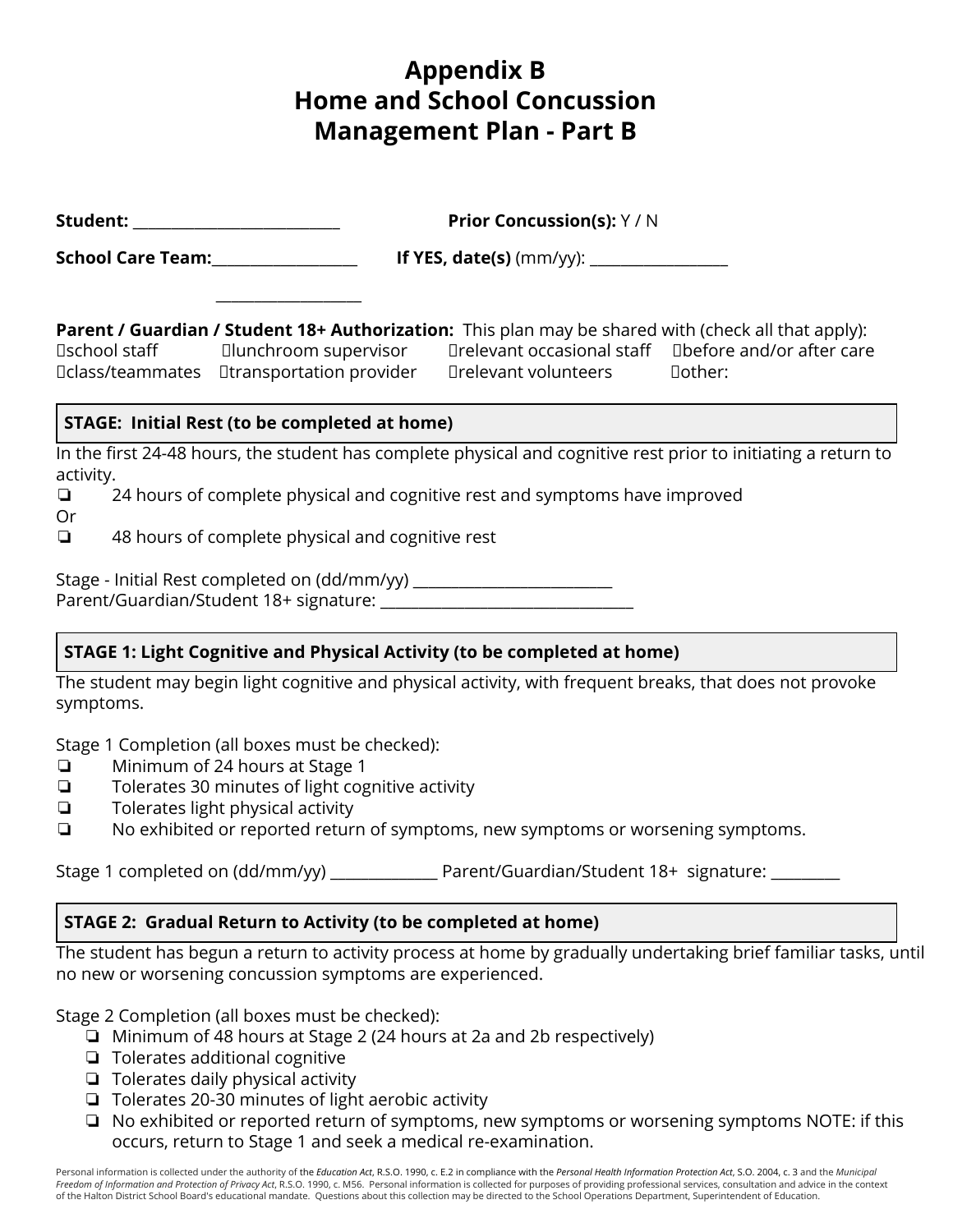# Appendix B
# Home and School Concussion Management Plan - Part B

**Student:** ___________________________ **Prior Concussion(s):** Y / N

**School Care Team:**___________________ **If YES, date(s)** (mm/yy): __________________

___________________

**Parent / Guardian / Student 18+ Authorization:** This plan may be shared with (check all that apply):
☐school staff ☐lunchroom supervisor ☐relevant occasional staff ☐before and/or after care
☐class/teammates ☐transportation provider ☐relevant volunteers ☐other:

**STAGE: Initial Rest (to be completed at home)**

In the first 24-48 hours, the student has complete physical and cognitive rest prior to initiating a return to activity.

❏ 24 hours of complete physical and cognitive rest and symptoms have improved

Or

❏ 48 hours of complete physical and cognitive rest

Stage - Initial Rest completed on (dd/mm/yy) __________________________
Parent/Guardian/Student 18+ signature: __________________________________

**STAGE 1: Light Cognitive and Physical Activity (to be completed at home)**

The student may begin light cognitive and physical activity, with frequent breaks, that does not provoke symptoms.

Stage 1 Completion (all boxes must be checked):

❏ Minimum of 24 hours at Stage 1
❏ Tolerates 30 minutes of light cognitive activity
❏ Tolerates light physical activity
❏ No exhibited or reported return of symptoms, new symptoms or worsening symptoms.

Stage 1 completed on (dd/mm/yy) ______________ Parent/Guardian/Student 18+ signature: _________

**STAGE 2: Gradual Return to Activity (to be completed at home)**

The student has begun a return to activity process at home by gradually undertaking brief familiar tasks, until no new or worsening concussion symptoms are experienced.

Stage 2 Completion (all boxes must be checked):

- ❏ Minimum of 48 hours at Stage 2 (24 hours at 2a and 2b respectively)
- ❏ Tolerates additional cognitive
- ❏ Tolerates daily physical activity
- ❏ Tolerates 20-30 minutes of light aerobic activity
- ❏ No exhibited or reported return of symptoms, new symptoms or worsening symptoms NOTE: if this occurs, return to Stage 1 and seek a medical re-examination.

Personal information is collected under the authority of the *Education Act*, R.S.O. 1990, c. E.2 in compliance with the *Personal Health Information Protection Act*, S.O. 2004, c. 3 and the *Municipal Freedom of Information and Protection of Privacy Act*, R.S.O. 1990, c. M56. Personal information is collected for purposes of providing professional services, consultation and advice in the context of the Halton District School Board's educational mandate. Questions about this collection may be directed to the School Operations Department, Superintendent of Education.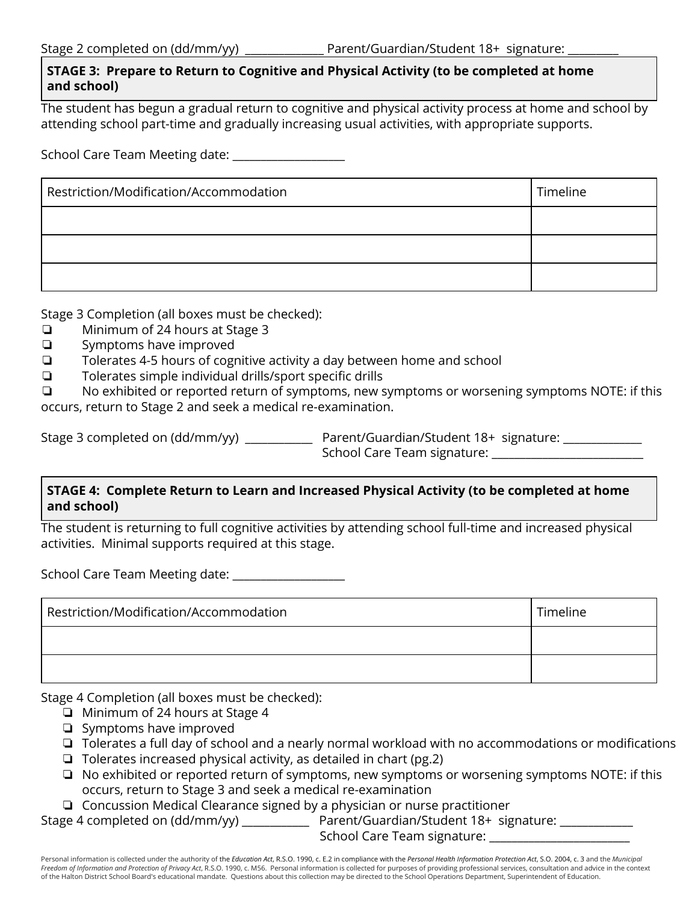Stage 2 completed on (dd/mm/yy) _____________ Parent/Guardian/Student 18+ signature: _________

**STAGE 3: Prepare to Return to Cognitive and Physical Activity (to be completed at home and school)**

The student has begun a gradual return to cognitive and physical activity process at home and school by attending school part-time and gradually increasing usual activities, with appropriate supports.

School Care Team Meeting date: ___________________

| Restriction/Modification/Accommodation | Timeline |
|---|---|
| | |
| | |
| | |

Stage 3 Completion (all boxes must be checked):

- ❏ Minimum of 24 hours at Stage 3
- ❏ Symptoms have improved
- ❏ Tolerates 4-5 hours of cognitive activity a day between home and school
- ❏ Tolerates simple individual drills/sport specific drills
- ❏ No exhibited or reported return of symptoms, new symptoms or worsening symptoms NOTE: if this occurs, return to Stage 2 and seek a medical re-examination.

Stage 3 completed on (dd/mm/yy) ____________ Parent/Guardian/Student 18+ signature: ______________
School Care Team signature: ___________________________

**STAGE 4: Complete Return to Learn and Increased Physical Activity (to be completed at home and school)**

The student is returning to full cognitive activities by attending school full-time and increased physical activities. Minimal supports required at this stage.

School Care Team Meeting date: ___________________

| Restriction/Modification/Accommodation | Timeline |
|---|---|
| | |
| | |

Stage 4 Completion (all boxes must be checked):

- ❏ Minimum of 24 hours at Stage 4
- ❏ Symptoms have improved
- ❏ Tolerates a full day of school and a nearly normal workload with no accommodations or modifications
- ❏ Tolerates increased physical activity, as detailed in chart (pg.2)
- ❏ No exhibited or reported return of symptoms, new symptoms or worsening symptoms NOTE: if this occurs, return to Stage 3 and seek a medical re-examination
- ❏ Concussion Medical Clearance signed by a physician or nurse practitioner

Stage 4 completed on (dd/mm/yy) ____________ Parent/Guardian/Student 18+ signature: _____________
School Care Team signature: _________________________

Personal information is collected under the authority of the *Education Act*, R.S.O. 1990, c. E.2 in compliance with the *Personal Health Information Protection Act*, S.O. 2004, c. 3 and the *Municipal Freedom of Information and Protection of Privacy Act*, R.S.O. 1990, c. M56. Personal information is collected for purposes of providing professional services, consultation and advice in the context of the Halton District School Board's educational mandate. Questions about this collection may be directed to the School Operations Department, Superintendent of Education.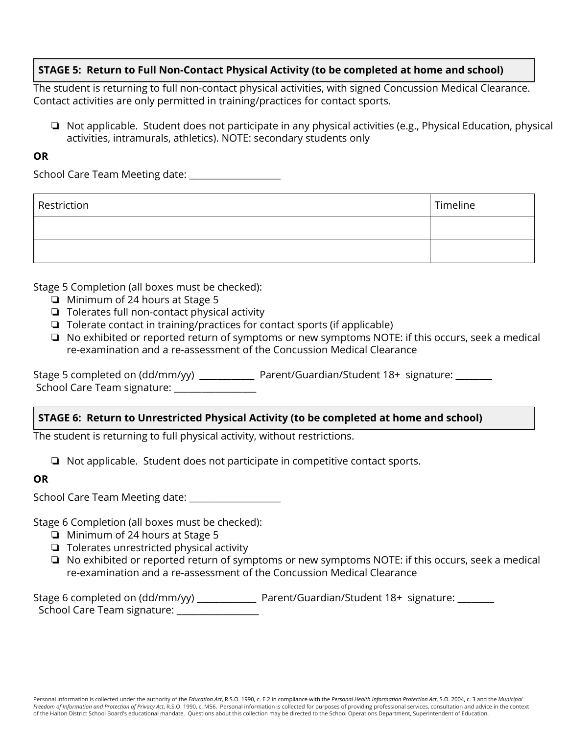## STAGE 5: Return to Full Non-Contact Physical Activity (to be completed at home and school)

The student is returning to full non-contact physical activities, with signed Concussion Medical Clearance. Contact activities are only permitted in training/practices for contact sports.

- ❏ Not applicable. Student does not participate in any physical activities (e.g., Physical Education, physical activities, intramurals, athletics). NOTE: secondary students only

**OR**

School Care Team Meeting date: ___________________

| Restriction | Timeline |
|---|---|
| | |
| | |

Stage 5 Completion (all boxes must be checked):

- ❏ Minimum of 24 hours at Stage 5
- ❏ Tolerates full non-contact physical activity
- ❏ Tolerate contact in training/practices for contact sports (if applicable)
- ❏ No exhibited or reported return of symptoms or new symptoms NOTE: if this occurs, seek a medical re-examination and a re-assessment of the Concussion Medical Clearance

Stage 5 completed on (dd/mm/yy) ____________ Parent/Guardian/Student 18+ signature: ________
School Care Team signature: _________________

## STAGE 6: Return to Unrestricted Physical Activity (to be completed at home and school)

The student is returning to full physical activity, without restrictions.

- ❏ Not applicable. Student does not participate in competitive contact sports.

**OR**

School Care Team Meeting date: ___________________

Stage 6 Completion (all boxes must be checked):

- ❏ Minimum of 24 hours at Stage 5
- ❏ Tolerates unrestricted physical activity
- ❏ No exhibited or reported return of symptoms or new symptoms NOTE: if this occurs, seek a medical re-examination and a re-assessment of the Concussion Medical Clearance

Stage 6 completed on (dd/mm/yy) _____________ Parent/Guardian/Student 18+ signature: ________
School Care Team signature: _________________

Personal information is collected under the authority of the *Education Act*, R.S.O. 1990, c. E.2 in compliance with the *Personal Health Information Protection Act*, S.O. 2004, c. 3 and the *Municipal Freedom of Information and Protection of Privacy Act*, R.S.O. 1990, c. M56. Personal information is collected for purposes of providing professional services, consultation and advice in the context of the Halton District School Board's educational mandate. Questions about this collection may be directed to the School Operations Department, Superintendent of Education.